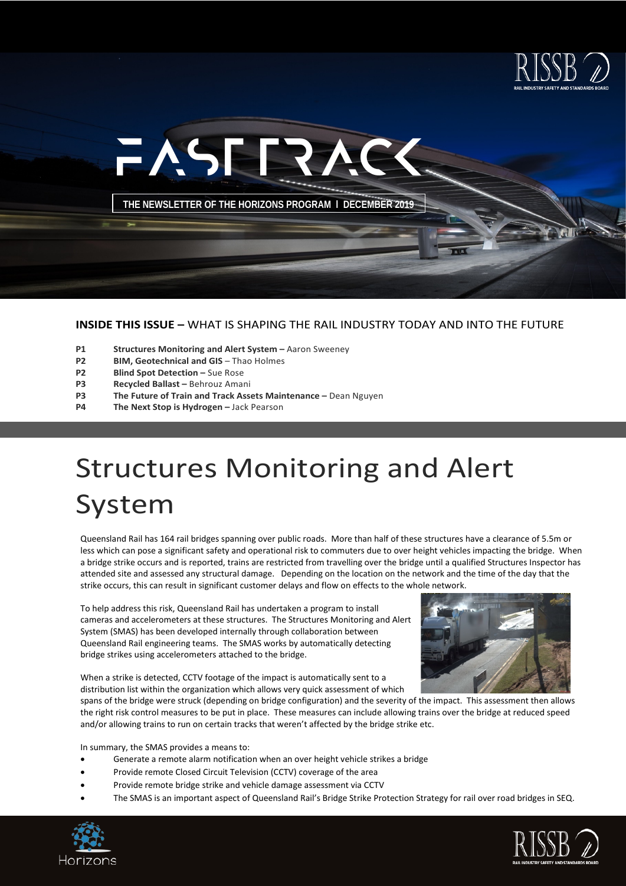# FASTTRACK

THE NEWSLETTER OF THE HORIZONS PROGRAM I DECEMBER 2019

**INSIDE THIS ISSUE –** WHAT IS SHAPING THE RAIL INDUSTRY TODAY AND INTO THE FUTURE

- **P1** **Structures Monitoring and Alert System –** Aaron Sweeney
- **P2** **BIM, Geotechnical and GIS** – Thao Holmes
- **P2** **Blind Spot Detection –** Sue Rose
- **P3** **Recycled Ballast –** Behrouz Amani
- **P3** **The Future of Train and Track Assets Maintenance –** Dean Nguyen
- **P4** **The Next Stop is Hydrogen –** Jack Pearson

# Structures Monitoring and Alert System

Queensland Rail has 164 rail bridges spanning over public roads. More than half of these structures have a clearance of 5.5m or less which can pose a significant safety and operational risk to commuters due to over height vehicles impacting the bridge. When a bridge strike occurs and is reported, trains are restricted from travelling over the bridge until a qualified Structures Inspector has attended site and assessed any structural damage. Depending on the location on the network and the time of the day that the strike occurs, this can result in significant customer delays and flow on effects to the whole network.

To help address this risk, Queensland Rail has undertaken a program to install cameras and accelerometers at these structures. The Structures Monitoring and Alert System (SMAS) has been developed internally through collaboration between Queensland Rail engineering teams. The SMAS works by automatically detecting bridge strikes using accelerometers attached to the bridge.

When a strike is detected, CCTV footage of the impact is automatically sent to a distribution list within the organization which allows very quick assessment of which spans of the bridge were struck (depending on bridge configuration) and the severity of the impact. This assessment then allows the right risk control measures to be put in place. These measures can include allowing trains over the bridge at reduced speed and/or allowing trains to run on certain tracks that weren't affected by the bridge strike etc.

In summary, the SMAS provides a means to:

- Generate a remote alarm notification when an over height vehicle strikes a bridge
- Provide remote Closed Circuit Television (CCTV) coverage of the area
- Provide remote bridge strike and vehicle damage assessment via CCTV
- The SMAS is an important aspect of Queensland Rail's Bridge Strike Protection Strategy for rail over road bridges in SEQ.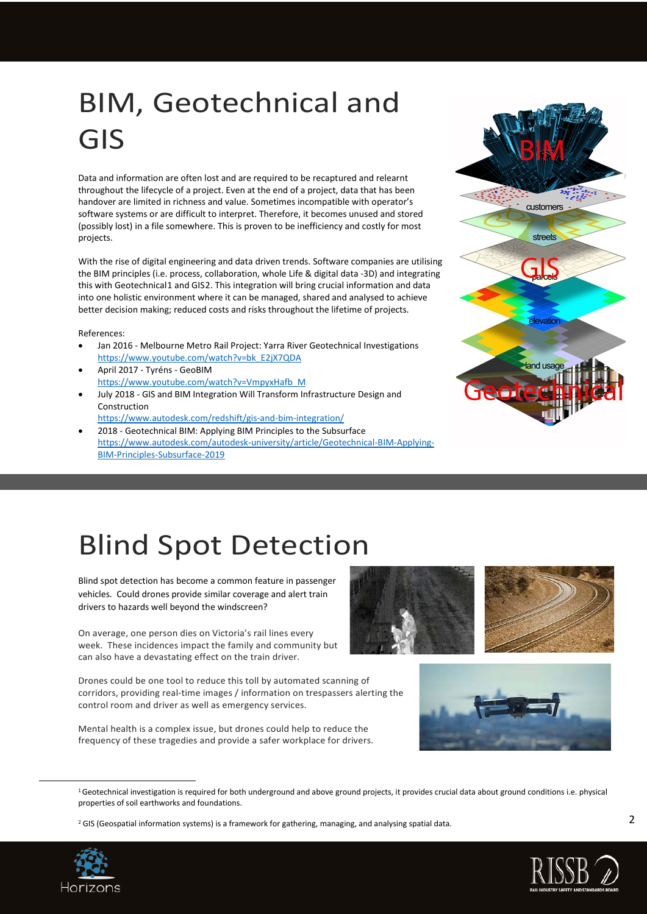# BIM, Geotechnical and GIS

Data and information are often lost and are required to be recaptured and relearnt throughout the lifecycle of a project. Even at the end of a project, data that has been handover are limited in richness and value. Sometimes incompatible with operator's software systems or are difficult to interpret. Therefore, it becomes unused and stored (possibly lost) in a file somewhere. This is proven to be inefficiency and costly for most projects.

With the rise of digital engineering and data driven trends. Software companies are utilising the BIM principles (i.e. process, collaboration, whole Life & digital data -3D) and integrating this with Geotechnical[1] and GIS[2]. This integration will bring crucial information and data into one holistic environment where it can be managed, shared and analysed to achieve better decision making; reduced costs and risks throughout the lifetime of projects.

References:

- Jan 2016 - Melbourne Metro Rail Project: Yarra River Geotechnical Investigations https://www.youtube.com/watch?v=bk_E2jX7QDA
- April 2017 - Tyréns - GeoBIM https://www.youtube.com/watch?v=VmpyxHafb_M
- July 2018 - GIS and BIM Integration Will Transform Infrastructure Design and Construction https://www.autodesk.com/redshift/gis-and-bim-integration/
- 2018 - Geotechnical BIM: Applying BIM Principles to the Subsurface https://www.autodesk.com/autodesk-university/article/Geotechnical-BIM-Applying-BIM-Principles-Subsurface-2019

# Blind Spot Detection

Blind spot detection has become a common feature in passenger vehicles. Could drones provide similar coverage and alert train drivers to hazards well beyond the windscreen?

On average, one person dies on Victoria's rail lines every week. These incidences impact the family and community but can also have a devastating effect on the train driver.

Drones could be one tool to reduce this toll by automated scanning of corridors, providing real-time images / information on trespassers alerting the control room and driver as well as emergency services.

Mental health is a complex issue, but drones could help to reduce the frequency of these tragedies and provide a safer workplace for drivers.

---

[1] Geotechnical investigation is required for both underground and above ground projects, it provides crucial data about ground conditions i.e. physical properties of soil earthworks and foundations.

[2] GIS (Geospatial information systems) is a framework for gathering, managing, and analysing spatial data.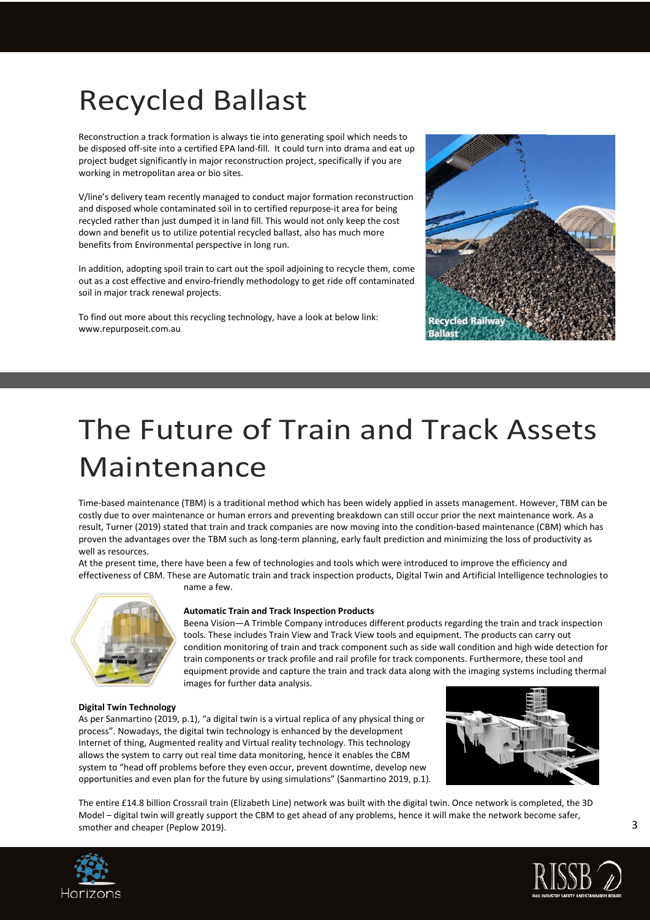# Recycled Ballast

Reconstruction a track formation is always tie into generating spoil which needs to be disposed off-site into a certified EPA land-fill. It could turn into drama and eat up project budget significantly in major reconstruction project, specifically if you are working in metropolitan area or bio sites.

V/line's delivery team recently managed to conduct major formation reconstruction and disposed whole contaminated soil in to certified repurpose-it area for being recycled rather than just dumped it in land fill. This would not only keep the cost down and benefit us to utilize potential recycled ballast, also has much more benefits from Environmental perspective in long run.

In addition, adopting spoil train to cart out the spoil adjoining to recycle them, come out as a cost effective and enviro-friendly methodology to get ride off contaminated soil in major track renewal projects.

To find out more about this recycling technology, have a look at below link: www.repurposeit.com.au

Recycled Railway Ballast

# The Future of Train and Track Assets Maintenance

Time-based maintenance (TBM) is a traditional method which has been widely applied in assets management. However, TBM can be costly due to over maintenance or human errors and preventing breakdown can still occur prior the next maintenance work. As a result, Turner (2019) stated that train and track companies are now moving into the condition-based maintenance (CBM) which has proven the advantages over the TBM such as long-term planning, early fault prediction and minimizing the loss of productivity as well as resources.

At the present time, there have been a few of technologies and tools which were introduced to improve the efficiency and effectiveness of CBM. These are Automatic train and track inspection products, Digital Twin and Artificial Intelligence technologies to name a few.

**Automatic Train and Track Inspection Products**

Beena Vision—A Trimble Company introduces different products regarding the train and track inspection tools. These includes Train View and Track View tools and equipment. The products can carry out condition monitoring of train and track component such as side wall condition and high wide detection for train components or track profile and rail profile for track components. Furthermore, these tool and equipment provide and capture the train and track data along with the imaging systems including thermal images for further data analysis.

**Digital Twin Technology**

As per Sanmartino (2019, p.1), "a digital twin is a virtual replica of any physical thing or process". Nowadays, the digital twin technology is enhanced by the development Internet of thing, Augmented reality and Virtual reality technology. This technology allows the system to carry out real time data monitoring, hence it enables the CBM system to "head off problems before they even occur, prevent downtime, develop new opportunities and even plan for the future by using simulations" (Sanmartino 2019, p.1).

The entire £14.8 billion Crossrail train (Elizabeth Line) network was built with the digital twin. Once network is completed, the 3D Model – digital twin will greatly support the CBM to get ahead of any problems, hence it will make the network become safer, smother and cheaper (Peplow 2019).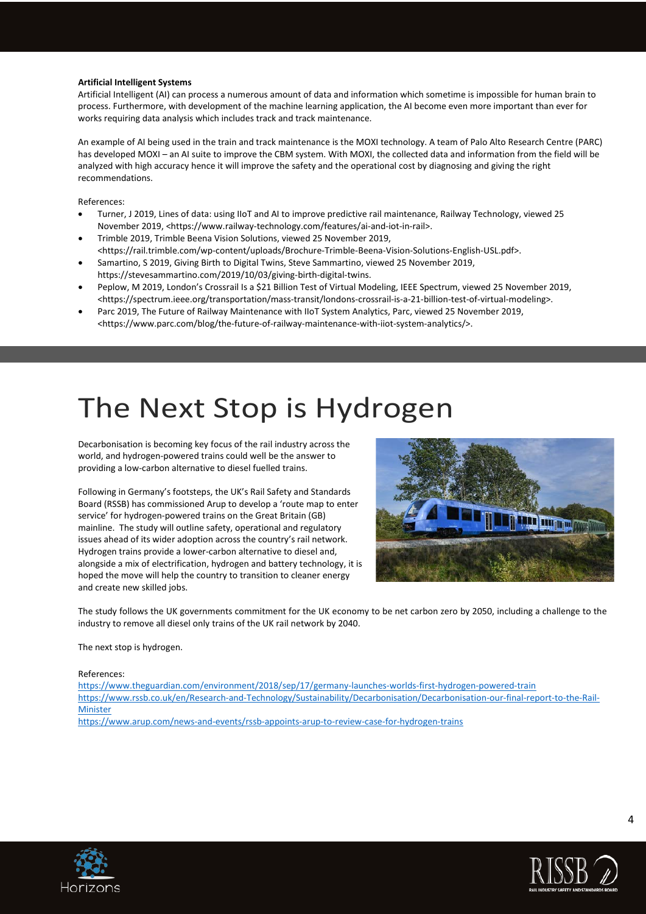**Artificial Intelligent Systems**

Artificial Intelligent (AI) can process a numerous amount of data and information which sometime is impossible for human brain to process. Furthermore, with development of the machine learning application, the AI become even more important than ever for works requiring data analysis which includes track and track maintenance.

An example of AI being used in the train and track maintenance is the MOXI technology. A team of Palo Alto Research Centre (PARC) has developed MOXI – an AI suite to improve the CBM system. With MOXI, the collected data and information from the field will be analyzed with high accuracy hence it will improve the safety and the operational cost by diagnosing and giving the right recommendations.

References:

- Turner, J 2019, Lines of data: using IIoT and AI to improve predictive rail maintenance, Railway Technology, viewed 25 November 2019, <https://www.railway-technology.com/features/ai-and-iot-in-rail>.
- Trimble 2019, Trimble Beena Vision Solutions, viewed 25 November 2019, <https://rail.trimble.com/wp-content/uploads/Brochure-Trimble-Beena-Vision-Solutions-English-USL.pdf>.
- Samartino, S 2019, Giving Birth to Digital Twins, Steve Sammartino, viewed 25 November 2019, https://stevesammartino.com/2019/10/03/giving-birth-digital-twins.
- Peplow, M 2019, London's Crossrail Is a $21 Billion Test of Virtual Modeling, IEEE Spectrum, viewed 25 November 2019, <https://spectrum.ieee.org/transportation/mass-transit/londons-crossrail-is-a-21-billion-test-of-virtual-modeling>.
- Parc 2019, The Future of Railway Maintenance with IIoT System Analytics, Parc, viewed 25 November 2019, <https://www.parc.com/blog/the-future-of-railway-maintenance-with-iiot-system-analytics/>.

# The Next Stop is Hydrogen

Decarbonisation is becoming key focus of the rail industry across the world, and hydrogen-powered trains could well be the answer to providing a low-carbon alternative to diesel fuelled trains.

Following in Germany's footsteps, the UK's Rail Safety and Standards Board (RSSB) has commissioned Arup to develop a 'route map to enter service' for hydrogen-powered trains on the Great Britain (GB) mainline. The study will outline safety, operational and regulatory issues ahead of its wider adoption across the country's rail network. Hydrogen trains provide a lower-carbon alternative to diesel and, alongside a mix of electrification, hydrogen and battery technology, it is hoped the move will help the country to transition to cleaner energy and create new skilled jobs.

The study follows the UK governments commitment for the UK economy to be net carbon zero by 2050, including a challenge to the industry to remove all diesel only trains of the UK rail network by 2040.

The next stop is hydrogen.

References:

https://www.theguardian.com/environment/2018/sep/17/germany-launches-worlds-first-hydrogen-powered-train
https://www.rssb.co.uk/en/Research-and-Technology/Sustainability/Decarbonisation/Decarbonisation-our-final-report-to-the-Rail-Minister
https://www.arup.com/news-and-events/rssb-appoints-arup-to-review-case-for-hydrogen-trains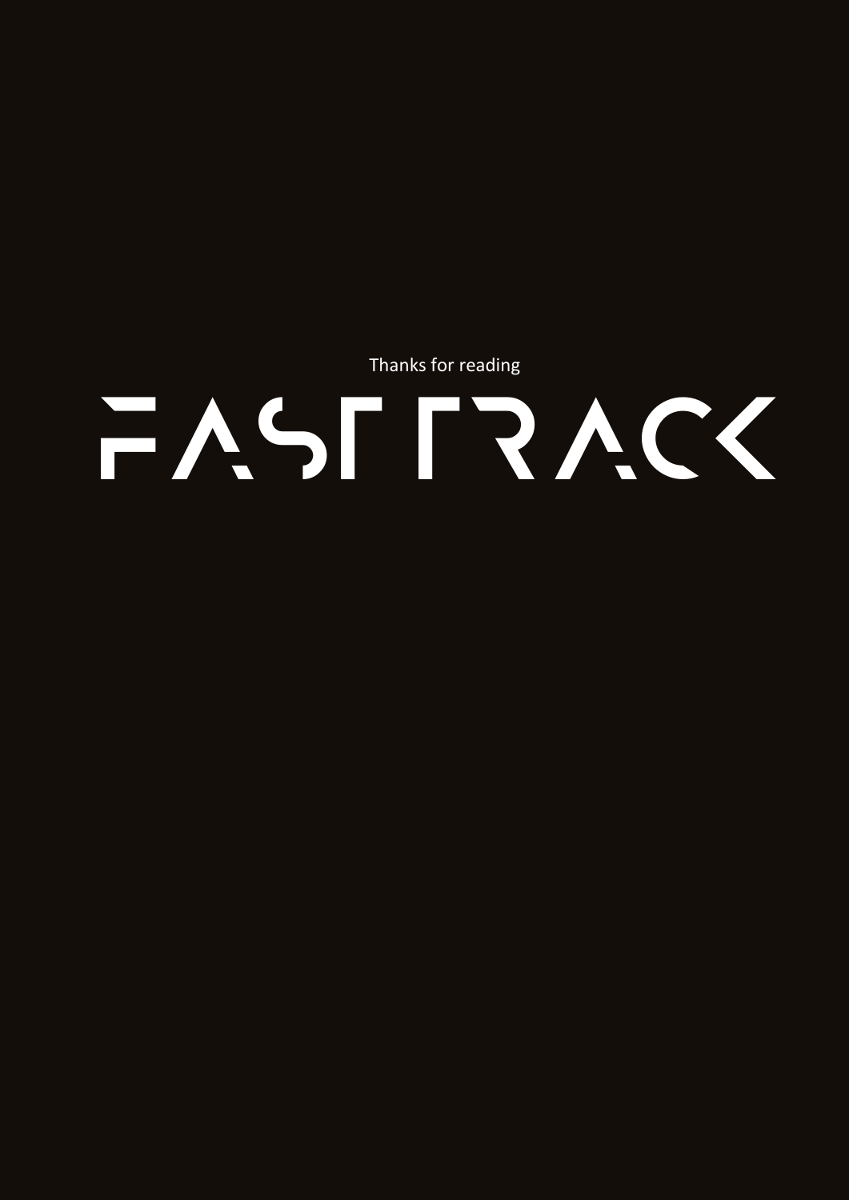Thanks for reading

# FASTTRACK